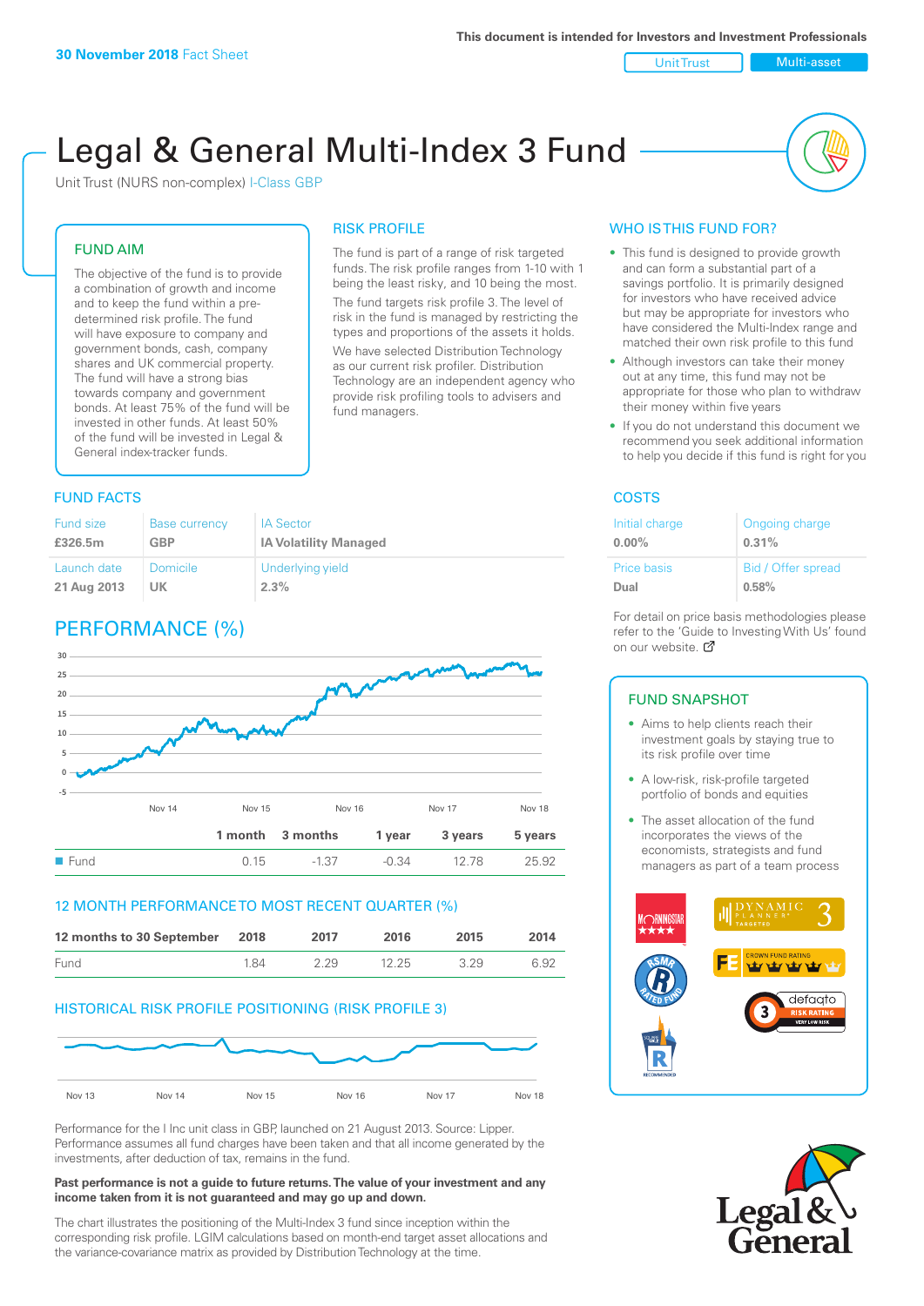**30 November 2018** Fact Sheet

This document is intended for Investors and Investment Professionals

Unit Trust | Multi-asset

# Legal & General Multi-Index 3 Fund

Unit Trust (NURS non-complex) I-Class GBP

## FUND AIM

The objective of the fund is to provide a combination of growth and income and to keep the fund within a pre-determined risk profile. The fund will have exposure to company and government bonds, cash, company shares and UK commercial property. The fund will have a strong bias towards company and government bonds. At least 75% of the fund will be invested in other funds. At least 50% of the fund will be invested in Legal & General index-tracker funds.

## RISK PROFILE

The fund is part of a range of risk targeted funds. The risk profile ranges from 1-10 with 1 being the least risky, and 10 being the most.

The fund targets risk profile 3. The level of risk in the fund is managed by restricting the types and proportions of the assets it holds.

We have selected Distribution Technology as our current risk profiler. Distribution Technology are an independent agency who provide risk profiling tools to advisers and fund managers.

## WHO IS THIS FUND FOR?

- This fund is designed to provide growth and can form a substantial part of a savings portfolio. It is primarily designed for investors who have received advice but may be appropriate for investors who have considered the Multi-Index range and matched their own risk profile to this fund
- Although investors can take their money out at any time, this fund may not be appropriate for those who plan to withdraw their money within five years
- If you do not understand this document we recommend you seek additional information to help you decide if this fund is right for you

## FUND FACTS

| Fund size | Base currency | IA Sector |
|---|---|---|
| £326.5m | GBP | IA Volatility Managed |
| **Launch date** | **Domicile** | **Underlying yield** |
| 21 Aug 2013 | UK | 2.3% |

## COSTS

| Initial charge | Ongoing charge |
|---|---|
| 0.00% | 0.31% |
| **Price basis** | **Bid / Offer spread** |
| Dual | 0.58% |

For detail on price basis methodologies please refer to the 'Guide to Investing With Us' found on our website.

## PERFORMANCE (%)

| | 1 month | 3 months | 1 year | 3 years | 5 years |
|---|---|---|---|---|---|
| Fund | 0.15 | -1.37 | -0.34 | 12.78 | 25.92 |

## 12 MONTH PERFORMANCE TO MOST RECENT QUARTER (%)

| 12 months to 30 September | 2018 | 2017 | 2016 | 2015 | 2014 |
|---|---|---|---|---|---|
| Fund | 1.84 | 2.29 | 12.25 | 3.29 | 6.92 |

## HISTORICAL RISK PROFILE POSITIONING (RISK PROFILE 3)

Performance for the I Inc unit class in GBP, launched on 21 August 2013. Source: Lipper. Performance assumes all fund charges have been taken and that all income generated by the investments, after deduction of tax, remains in the fund.

**Past performance is not a guide to future returns. The value of your investment and any income taken from it is not guaranteed and may go up and down.**

The chart illustrates the positioning of the Multi-Index 3 fund since inception within the corresponding risk profile. LGIM calculations based on month-end target asset allocations and the variance-covariance matrix as provided by Distribution Technology at the time.

## FUND SNAPSHOT

- Aims to help clients reach their investment goals by staying true to its risk profile over time
- A low-risk, risk-profile targeted portfolio of bonds and equities
- The asset allocation of the fund incorporates the views of the economists, strategists and fund managers as part of a team process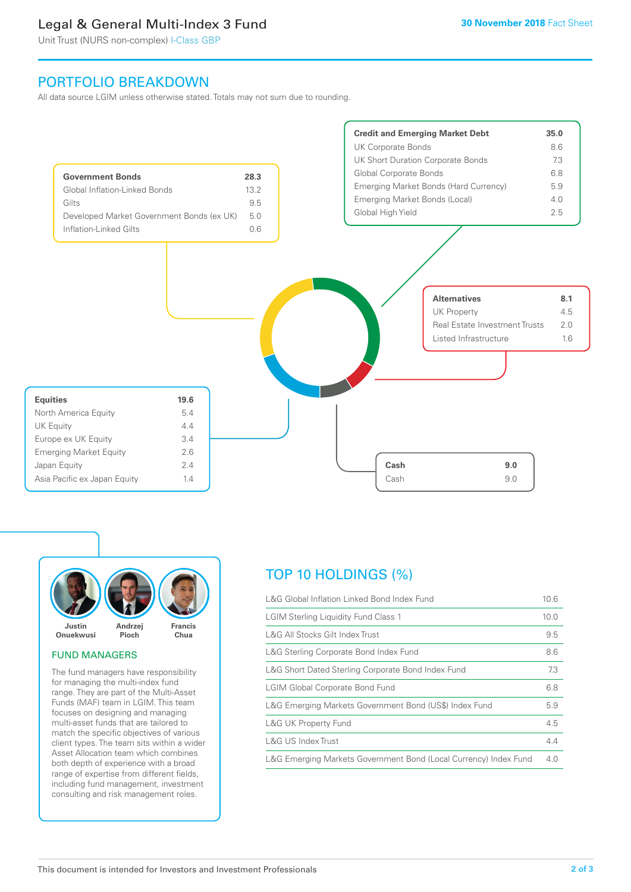## PORTFOLIO BREAKDOWN

All data source LGIM unless otherwise stated. Totals may not sum due to rounding.

| **Government Bonds** | **28.3** |
|---|---|
| Global Inflation-Linked Bonds | 13.2 |
| Gilts | 9.5 |
| Developed Market Government Bonds (ex UK) | 5.0 |
| Inflation-Linked Gilts | 0.6 |

| **Credit and Emerging Market Debt** | **35.0** |
|---|---|
| UK Corporate Bonds | 8.6 |
| UK Short Duration Corporate Bonds | 7.3 |
| Global Corporate Bonds | 6.8 |
| Emerging Market Bonds (Hard Currency) | 5.9 |
| Emerging Market Bonds (Local) | 4.0 |
| Global High Yield | 2.5 |

| **Alternatives** | **8.1** |
|---|---|
| UK Property | 4.5 |
| Real Estate Investment Trusts | 2.0 |
| Listed Infrastructure | 1.6 |

| **Equities** | **19.6** |
|---|---|
| North America Equity | 5.4 |
| UK Equity | 4.4 |
| Europe ex UK Equity | 3.4 |
| Emerging Market Equity | 2.6 |
| Japan Equity | 2.4 |
| Asia Pacific ex Japan Equity | 1.4 |

| **Cash** | **9.0** |
|---|---|
| Cash | 9.0 |

Justin Onuekwusi, Andrzej Pioch, Francis Chua

### FUND MANAGERS

The fund managers have responsibility for managing the multi-index fund range. They are part of the Multi-Asset Funds (MAF) team in LGIM. This team focuses on designing and managing multi-asset funds that are tailored to match the specific objectives of various client types. The team sits within a wider Asset Allocation team which combines both depth of experience with a broad range of expertise from different fields, including fund management, investment consulting and risk management roles.

## TOP 10 HOLDINGS (%)

| Holding | % |
|---|---|
| L&G Global Inflation Linked Bond Index Fund | 10.6 |
| LGIM Sterling Liquidity Fund Class 1 | 10.0 |
| L&G All Stocks Gilt Index Trust | 9.5 |
| L&G Sterling Corporate Bond Index Fund | 8.6 |
| L&G Short Dated Sterling Corporate Bond Index Fund | 7.3 |
| LGIM Global Corporate Bond Fund | 6.8 |
| L&G Emerging Markets Government Bond (US$) Index Fund | 5.9 |
| L&G UK Property Fund | 4.5 |
| L&G US Index Trust | 4.4 |
| L&G Emerging Markets Government Bond (Local Currency) Index Fund | 4.0 |

This document is intended for Investors and Investment Professionals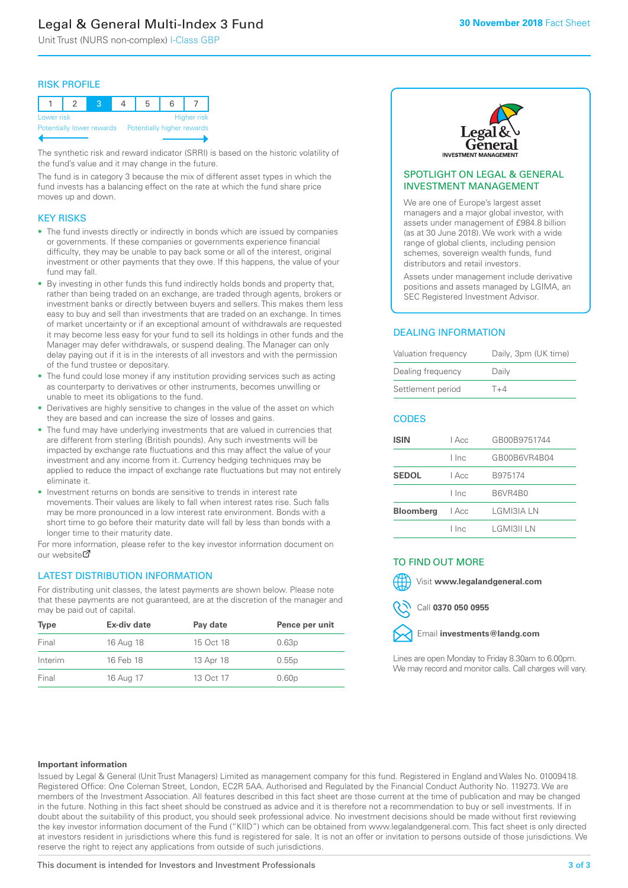# Legal & General Multi-Index 3 Fund

Unit Trust (NURS non-complex) I-Class GBP

**30 November 2018** Fact Sheet

## RISK PROFILE

| 1 | 2 | 3 | 4 | 5 | 6 | 7 |
|---|---|---|---|---|---|---|

Lower risk — Higher risk

Potentially lower rewards — Potentially higher rewards

The synthetic risk and reward indicator (SRRI) is based on the historic volatility of the fund's value and it may change in the future.

The fund is in category 3 because the mix of different asset types in which the fund invests has a balancing effect on the rate at which the fund share price moves up and down.

## KEY RISKS

- The fund invests directly or indirectly in bonds which are issued by companies or governments. If these companies or governments experience financial difficulty, they may be unable to pay back some or all of the interest, original investment or other payments that they owe. If this happens, the value of your fund may fall.
- By investing in other funds this fund indirectly holds bonds and property that, rather than being traded on an exchange, are traded through agents, brokers or investment banks or directly between buyers and sellers. This makes them less easy to buy and sell than investments that are traded on an exchange. In times of market uncertainty or if an exceptional amount of withdrawals are requested it may become less easy for your fund to sell its holdings in other funds and the Manager may defer withdrawals, or suspend dealing. The Manager can only delay paying out if it is in the interests of all investors and with the permission of the fund trustee or depositary.
- The fund could lose money if any institution providing services such as acting as counterparty to derivatives or other instruments, becomes unwilling or unable to meet its obligations to the fund.
- Derivatives are highly sensitive to changes in the value of the asset on which they are based and can increase the size of losses and gains.
- The fund may have underlying investments that are valued in currencies that are different from sterling (British pounds). Any such investments will be impacted by exchange rate fluctuations and this may affect the value of your investment and any income from it. Currency hedging techniques may be applied to reduce the impact of exchange rate fluctuations but may not entirely eliminate it.
- Investment returns on bonds are sensitive to trends in interest rate movements. Their values are likely to fall when interest rates rise. Such falls may be more pronounced in a low interest rate environment. Bonds with a short time to go before their maturity date will fall by less than bonds with a longer time to their maturity date.

For more information, please refer to the key investor information document on our website

## LATEST DISTRIBUTION INFORMATION

For distributing unit classes, the latest payments are shown below. Please note that these payments are not guaranteed, are at the discretion of the manager and may be paid out of capital.

| Type | Ex-div date | Pay date | Pence per unit |
|---|---|---|---|
| Final | 16 Aug 18 | 15 Oct 18 | 0.63p |
| Interim | 16 Feb 18 | 13 Apr 18 | 0.55p |
| Final | 16 Aug 17 | 13 Oct 17 | 0.60p |

## SPOTLIGHT ON LEGAL & GENERAL INVESTMENT MANAGEMENT

We are one of Europe's largest asset managers and a major global investor, with assets under management of £984.8 billion (as at 30 June 2018). We work with a wide range of global clients, including pension schemes, sovereign wealth funds, fund distributors and retail investors.

Assets under management include derivative positions and assets managed by LGIMA, an SEC Registered Investment Advisor.

## DEALING INFORMATION

| | |
|---|---|
| Valuation frequency | Daily, 3pm (UK time) |
| Dealing frequency | Daily |
| Settlement period | T+4 |

## CODES

| | | |
|---|---|---|
| **ISIN** | I Acc | GB00B9751744 |
| | I Inc | GB00B6VR4B04 |
| **SEDOL** | I Acc | B975174 |
| | I Inc | B6VR4B0 |
| **Bloomberg** | I Acc | LGMI3IA LN |
| | I Inc | LGMI3II LN |

## TO FIND OUT MORE

Visit **www.legalandgeneral.com**

Call **0370 050 0955**

Email **investments@landg.com**

Lines are open Monday to Friday 8.30am to 6.00pm. We may record and monitor calls. Call charges will vary.

**Important information**

Issued by Legal & General (Unit Trust Managers) Limited as management company for this fund. Registered in England and Wales No. 01009418. Registered Office: One Coleman Street, London, EC2R 5AA. Authorised and Regulated by the Financial Conduct Authority No. 119273. We are members of the Investment Association. All features described in this fact sheet are those current at the time of publication and may be changed in the future. Nothing in this fact sheet should be construed as advice and it is therefore not a recommendation to buy or sell investments. If in doubt about the suitability of this product, you should seek professional advice. No investment decisions should be made without first reviewing the key investor information document of the Fund ("KIID") which can be obtained from www.legalandgeneral.com. This fact sheet is only directed at investors resident in jurisdictions where this fund is registered for sale. It is not an offer or invitation to persons outside of those jurisdictions. We reserve the right to reject any applications from outside of such jurisdictions.

This document is intended for Investors and Investment Professionals